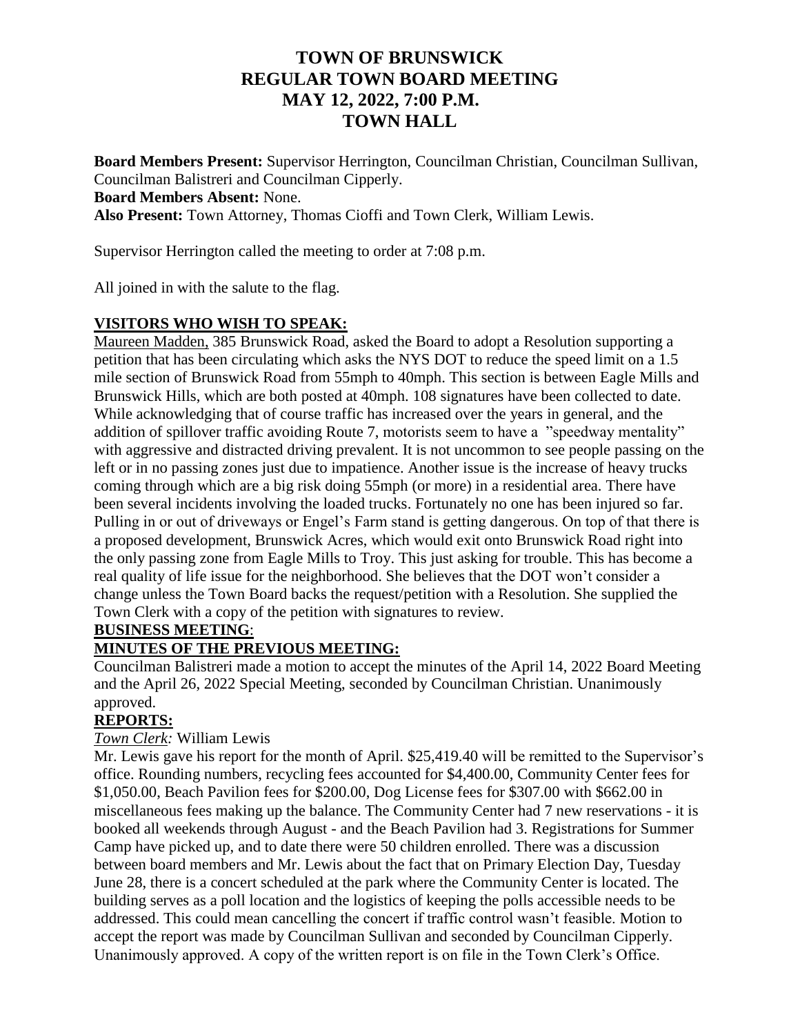# TOWN OF BRUNSWICK
## REGULAR TOWN BOARD MEETING
## MAY 12, 2022, 7:00 P.M.
## TOWN HALL

**Board Members Present:** Supervisor Herrington, Councilman Christian, Councilman Sullivan, Councilman Balistreri and Councilman Cipperly.
**Board Members Absent:** None.
**Also Present:** Town Attorney, Thomas Cioffi and Town Clerk, William Lewis.

Supervisor Herrington called the meeting to order at 7:08 p.m.

All joined in with the salute to the flag.

**VISITORS WHO WISH TO SPEAK:**

Maureen Madden, 385 Brunswick Road, asked the Board to adopt a Resolution supporting a petition that has been circulating which asks the NYS DOT to reduce the speed limit on a 1.5 mile section of Brunswick Road from 55mph to 40mph. This section is between Eagle Mills and Brunswick Hills, which are both posted at 40mph. 108 signatures have been collected to date. While acknowledging that of course traffic has increased over the years in general, and the addition of spillover traffic avoiding Route 7, motorists seem to have a "speedway mentality" with aggressive and distracted driving prevalent. It is not uncommon to see people passing on the left or in no passing zones just due to impatience. Another issue is the increase of heavy trucks coming through which are a big risk doing 55mph (or more) in a residential area. There have been several incidents involving the loaded trucks. Fortunately no one has been injured so far. Pulling in or out of driveways or Engel's Farm stand is getting dangerous. On top of that there is a proposed development, Brunswick Acres, which would exit onto Brunswick Road right into the only passing zone from Eagle Mills to Troy. This just asking for trouble. This has become a real quality of life issue for the neighborhood. She believes that the DOT won't consider a change unless the Town Board backs the request/petition with a Resolution. She supplied the Town Clerk with a copy of the petition with signatures to review.

**BUSINESS MEETING:**

**MINUTES OF THE PREVIOUS MEETING:**

Councilman Balistreri made a motion to accept the minutes of the April 14, 2022 Board Meeting and the April 26, 2022 Special Meeting, seconded by Councilman Christian. Unanimously approved.

**REPORTS:**

*Town Clerk:* William Lewis

Mr. Lewis gave his report for the month of April. $25,419.40 will be remitted to the Supervisor's office. Rounding numbers, recycling fees accounted for $4,400.00, Community Center fees for $1,050.00, Beach Pavilion fees for $200.00, Dog License fees for $307.00 with $662.00 in miscellaneous fees making up the balance. The Community Center had 7 new reservations - it is booked all weekends through August - and the Beach Pavilion had 3. Registrations for Summer Camp have picked up, and to date there were 50 children enrolled. There was a discussion between board members and Mr. Lewis about the fact that on Primary Election Day, Tuesday June 28, there is a concert scheduled at the park where the Community Center is located. The building serves as a poll location and the logistics of keeping the polls accessible needs to be addressed. This could mean cancelling the concert if traffic control wasn't feasible. Motion to accept the report was made by Councilman Sullivan and seconded by Councilman Cipperly. Unanimously approved. A copy of the written report is on file in the Town Clerk's Office.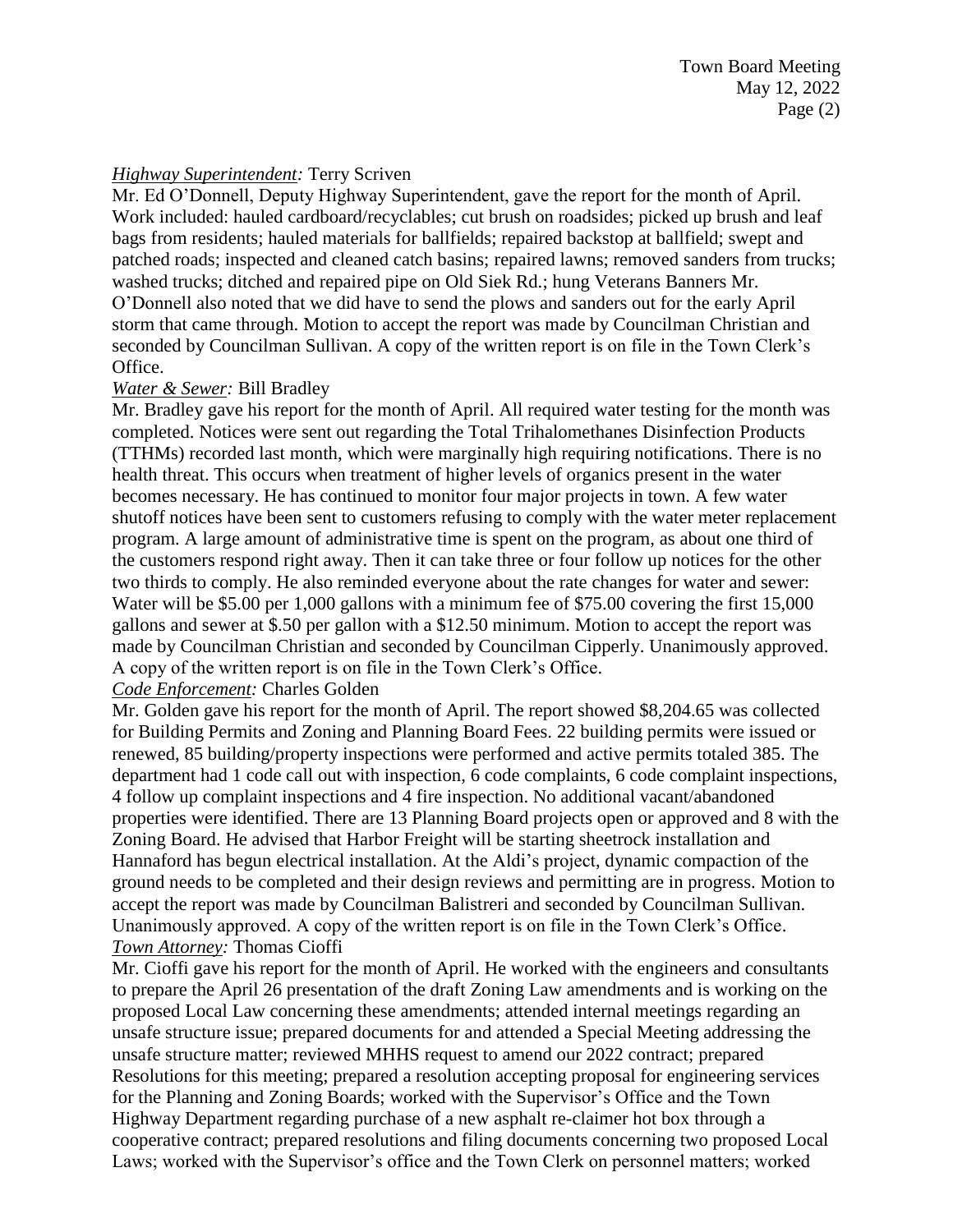*Highway Superintendent:* Terry Scriven

Mr. Ed O'Donnell, Deputy Highway Superintendent, gave the report for the month of April. Work included: hauled cardboard/recyclables; cut brush on roadsides; picked up brush and leaf bags from residents; hauled materials for ballfields; repaired backstop at ballfield; swept and patched roads; inspected and cleaned catch basins; repaired lawns; removed sanders from trucks; washed trucks; ditched and repaired pipe on Old Siek Rd.; hung Veterans Banners Mr. O'Donnell also noted that we did have to send the plows and sanders out for the early April storm that came through. Motion to accept the report was made by Councilman Christian and seconded by Councilman Sullivan. A copy of the written report is on file in the Town Clerk's Office.

*Water & Sewer:* Bill Bradley

Mr. Bradley gave his report for the month of April. All required water testing for the month was completed. Notices were sent out regarding the Total Trihalomethanes Disinfection Products (TTHMs) recorded last month, which were marginally high requiring notifications. There is no health threat. This occurs when treatment of higher levels of organics present in the water becomes necessary. He has continued to monitor four major projects in town. A few water shutoff notices have been sent to customers refusing to comply with the water meter replacement program. A large amount of administrative time is spent on the program, as about one third of the customers respond right away. Then it can take three or four follow up notices for the other two thirds to comply. He also reminded everyone about the rate changes for water and sewer: Water will be $5.00 per 1,000 gallons with a minimum fee of $75.00 covering the first 15,000 gallons and sewer at $.50 per gallon with a $12.50 minimum. Motion to accept the report was made by Councilman Christian and seconded by Councilman Cipperly. Unanimously approved. A copy of the written report is on file in the Town Clerk's Office.

*Code Enforcement:* Charles Golden

Mr. Golden gave his report for the month of April. The report showed $8,204.65 was collected for Building Permits and Zoning and Planning Board Fees. 22 building permits were issued or renewed, 85 building/property inspections were performed and active permits totaled 385. The department had 1 code call out with inspection, 6 code complaints, 6 code complaint inspections, 4 follow up complaint inspections and 4 fire inspection. No additional vacant/abandoned properties were identified. There are 13 Planning Board projects open or approved and 8 with the Zoning Board. He advised that Harbor Freight will be starting sheetrock installation and Hannaford has begun electrical installation. At the Aldi's project, dynamic compaction of the ground needs to be completed and their design reviews and permitting are in progress. Motion to accept the report was made by Councilman Balistreri and seconded by Councilman Sullivan. Unanimously approved. A copy of the written report is on file in the Town Clerk's Office.

*Town Attorney:* Thomas Cioffi

Mr. Cioffi gave his report for the month of April. He worked with the engineers and consultants to prepare the April 26 presentation of the draft Zoning Law amendments and is working on the proposed Local Law concerning these amendments; attended internal meetings regarding an unsafe structure issue; prepared documents for and attended a Special Meeting addressing the unsafe structure matter; reviewed MHHS request to amend our 2022 contract; prepared Resolutions for this meeting; prepared a resolution accepting proposal for engineering services for the Planning and Zoning Boards; worked with the Supervisor's Office and the Town Highway Department regarding purchase of a new asphalt re-claimer hot box through a cooperative contract; prepared resolutions and filing documents concerning two proposed Local Laws; worked with the Supervisor's office and the Town Clerk on personnel matters; worked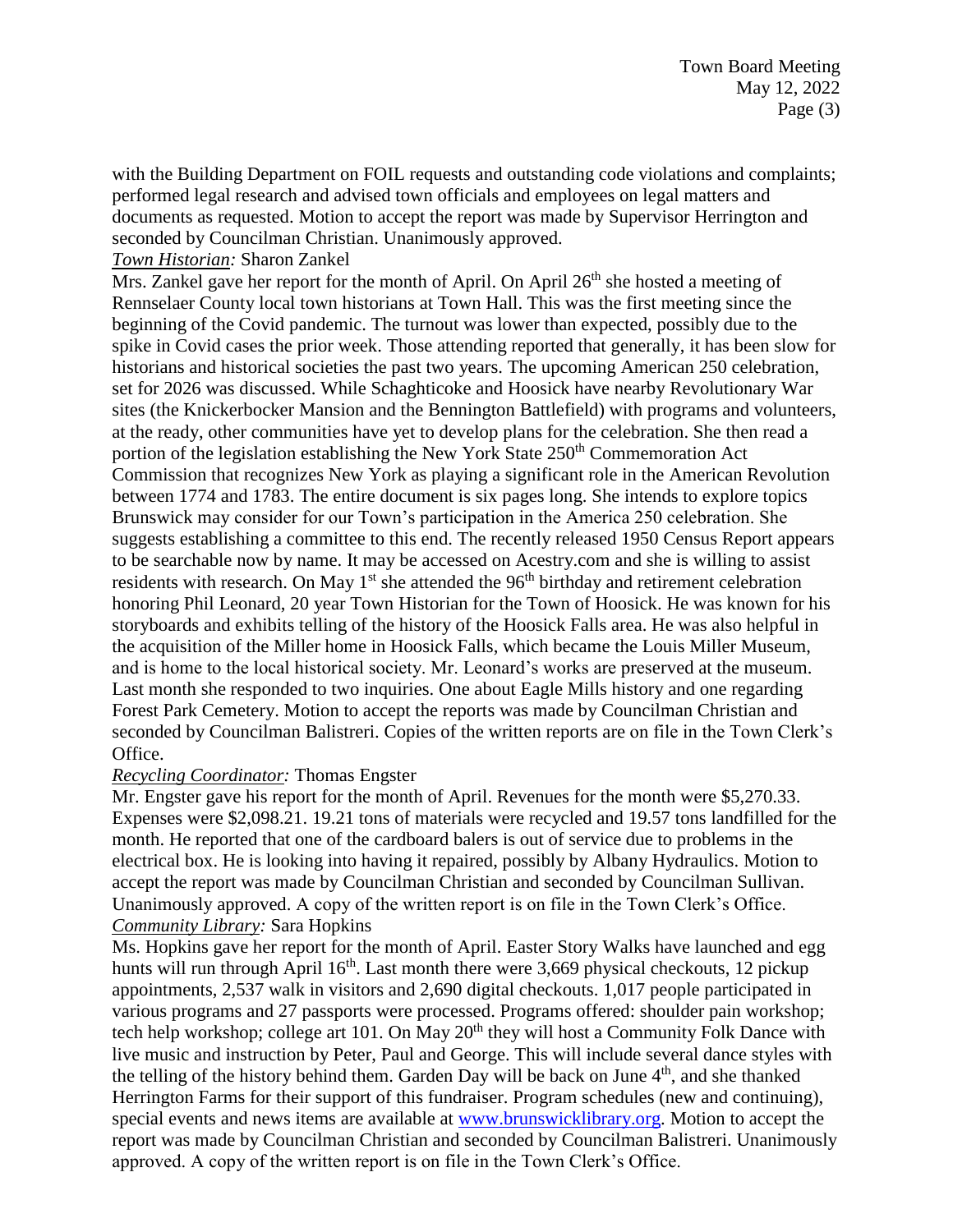with the Building Department on FOIL requests and outstanding code violations and complaints; performed legal research and advised town officials and employees on legal matters and documents as requested. Motion to accept the report was made by Supervisor Herrington and seconded by Councilman Christian. Unanimously approved.

***Town Historian:*** Sharon Zankel

Mrs. Zankel gave her report for the month of April. On April 26th she hosted a meeting of Rennselaer County local town historians at Town Hall. This was the first meeting since the beginning of the Covid pandemic. The turnout was lower than expected, possibly due to the spike in Covid cases the prior week. Those attending reported that generally, it has been slow for historians and historical societies the past two years. The upcoming American 250 celebration, set for 2026 was discussed. While Schaghticoke and Hoosick have nearby Revolutionary War sites (the Knickerbocker Mansion and the Bennington Battlefield) with programs and volunteers, at the ready, other communities have yet to develop plans for the celebration. She then read a portion of the legislation establishing the New York State 250th Commemoration Act Commission that recognizes New York as playing a significant role in the American Revolution between 1774 and 1783. The entire document is six pages long. She intends to explore topics Brunswick may consider for our Town's participation in the America 250 celebration. She suggests establishing a committee to this end. The recently released 1950 Census Report appears to be searchable now by name. It may be accessed on Acestry.com and she is willing to assist residents with research. On May 1st she attended the 96th birthday and retirement celebration honoring Phil Leonard, 20 year Town Historian for the Town of Hoosick. He was known for his storyboards and exhibits telling of the history of the Hoosick Falls area. He was also helpful in the acquisition of the Miller home in Hoosick Falls, which became the Louis Miller Museum, and is home to the local historical society. Mr. Leonard's works are preserved at the museum. Last month she responded to two inquiries. One about Eagle Mills history and one regarding Forest Park Cemetery. Motion to accept the reports was made by Councilman Christian and seconded by Councilman Balistreri. Copies of the written reports are on file in the Town Clerk's Office.

***Recycling Coordinator:*** Thomas Engster

Mr. Engster gave his report for the month of April. Revenues for the month were $5,270.33. Expenses were $2,098.21. 19.21 tons of materials were recycled and 19.57 tons landfilled for the month. He reported that one of the cardboard balers is out of service due to problems in the electrical box. He is looking into having it repaired, possibly by Albany Hydraulics. Motion to accept the report was made by Councilman Christian and seconded by Councilman Sullivan. Unanimously approved. A copy of the written report is on file in the Town Clerk's Office.

***Community Library:*** Sara Hopkins

Ms. Hopkins gave her report for the month of April. Easter Story Walks have launched and egg hunts will run through April 16th. Last month there were 3,669 physical checkouts, 12 pickup appointments, 2,537 walk in visitors and 2,690 digital checkouts. 1,017 people participated in various programs and 27 passports were processed. Programs offered: shoulder pain workshop; tech help workshop; college art 101. On May 20th they will host a Community Folk Dance with live music and instruction by Peter, Paul and George. This will include several dance styles with the telling of the history behind them. Garden Day will be back on June 4th, and she thanked Herrington Farms for their support of this fundraiser. Program schedules (new and continuing), special events and news items are available at www.brunswicklibrary.org. Motion to accept the report was made by Councilman Christian and seconded by Councilman Balistreri. Unanimously approved. A copy of the written report is on file in the Town Clerk's Office.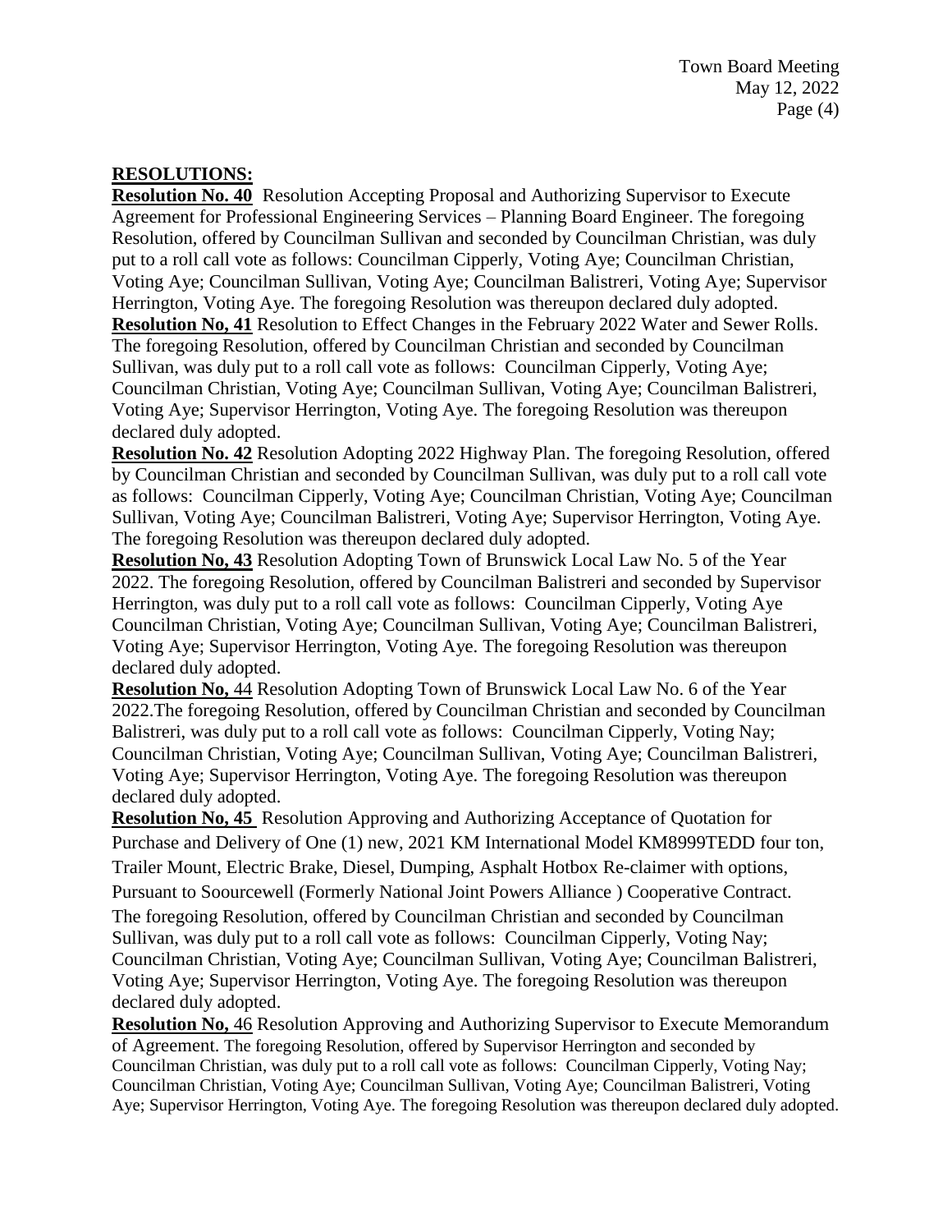## RESOLUTIONS:

**Resolution No. 40** Resolution Accepting Proposal and Authorizing Supervisor to Execute Agreement for Professional Engineering Services – Planning Board Engineer. The foregoing Resolution, offered by Councilman Sullivan and seconded by Councilman Christian, was duly put to a roll call vote as follows: Councilman Cipperly, Voting Aye; Councilman Christian, Voting Aye; Councilman Sullivan, Voting Aye; Councilman Balistreri, Voting Aye; Supervisor Herrington, Voting Aye. The foregoing Resolution was thereupon declared duly adopted.

**Resolution No, 41** Resolution to Effect Changes in the February 2022 Water and Sewer Rolls. The foregoing Resolution, offered by Councilman Christian and seconded by Councilman Sullivan, was duly put to a roll call vote as follows: Councilman Cipperly, Voting Aye; Councilman Christian, Voting Aye; Councilman Sullivan, Voting Aye; Councilman Balistreri, Voting Aye; Supervisor Herrington, Voting Aye. The foregoing Resolution was thereupon declared duly adopted.

**Resolution No. 42** Resolution Adopting 2022 Highway Plan. The foregoing Resolution, offered by Councilman Christian and seconded by Councilman Sullivan, was duly put to a roll call vote as follows: Councilman Cipperly, Voting Aye; Councilman Christian, Voting Aye; Councilman Sullivan, Voting Aye; Councilman Balistreri, Voting Aye; Supervisor Herrington, Voting Aye. The foregoing Resolution was thereupon declared duly adopted.

**Resolution No, 43** Resolution Adopting Town of Brunswick Local Law No. 5 of the Year 2022. The foregoing Resolution, offered by Councilman Balistreri and seconded by Supervisor Herrington, was duly put to a roll call vote as follows: Councilman Cipperly, Voting Aye Councilman Christian, Voting Aye; Councilman Sullivan, Voting Aye; Councilman Balistreri, Voting Aye; Supervisor Herrington, Voting Aye. The foregoing Resolution was thereupon declared duly adopted.

**Resolution No,** 44 Resolution Adopting Town of Brunswick Local Law No. 6 of the Year 2022.The foregoing Resolution, offered by Councilman Christian and seconded by Councilman Balistreri, was duly put to a roll call vote as follows: Councilman Cipperly, Voting Nay; Councilman Christian, Voting Aye; Councilman Sullivan, Voting Aye; Councilman Balistreri, Voting Aye; Supervisor Herrington, Voting Aye. The foregoing Resolution was thereupon declared duly adopted.

**Resolution No, 45** Resolution Approving and Authorizing Acceptance of Quotation for Purchase and Delivery of One (1) new, 2021 KM International Model KM8999TEDD four ton, Trailer Mount, Electric Brake, Diesel, Dumping, Asphalt Hotbox Re-claimer with options, Pursuant to Soourcewell (Formerly National Joint Powers Alliance ) Cooperative Contract. The foregoing Resolution, offered by Councilman Christian and seconded by Councilman Sullivan, was duly put to a roll call vote as follows: Councilman Cipperly, Voting Nay; Councilman Christian, Voting Aye; Councilman Sullivan, Voting Aye; Councilman Balistreri, Voting Aye; Supervisor Herrington, Voting Aye. The foregoing Resolution was thereupon declared duly adopted.

**Resolution No,** 46 Resolution Approving and Authorizing Supervisor to Execute Memorandum of Agreement. The foregoing Resolution, offered by Supervisor Herrington and seconded by Councilman Christian, was duly put to a roll call vote as follows: Councilman Cipperly, Voting Nay; Councilman Christian, Voting Aye; Councilman Sullivan, Voting Aye; Councilman Balistreri, Voting Aye; Supervisor Herrington, Voting Aye. The foregoing Resolution was thereupon declared duly adopted.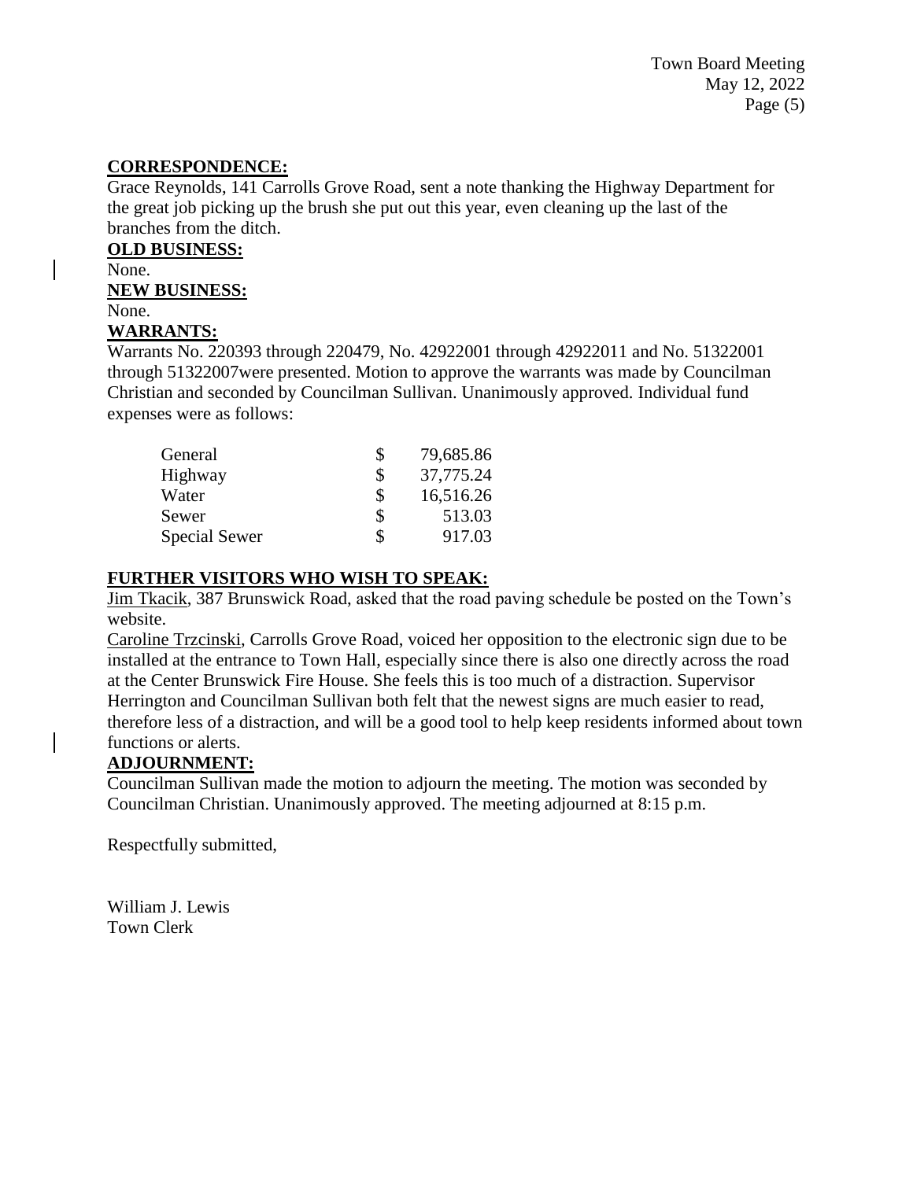**CORRESPONDENCE:**

Grace Reynolds, 141 Carrolls Grove Road, sent a note thanking the Highway Department for the great job picking up the brush she put out this year, even cleaning up the last of the branches from the ditch.

**OLD BUSINESS:**

None.

**NEW BUSINESS:**

None.

**WARRANTS:**

Warrants No. 220393 through 220479, No. 42922001 through 42922011 and No. 51322001 through 51322007were presented. Motion to approve the warrants was made by Councilman Christian and seconded by Councilman Sullivan. Unanimously approved. Individual fund expenses were as follows:

| | | |
|---|---|---|
| General | $ | 79,685.86 |
| Highway | $ | 37,775.24 |
| Water | $ | 16,516.26 |
| Sewer | $ | 513.03 |
| Special Sewer | $ | 917.03 |

**FURTHER VISITORS WHO WISH TO SPEAK:**

Jim Tkacik, 387 Brunswick Road, asked that the road paving schedule be posted on the Town's website.

Caroline Trzcinski, Carrolls Grove Road, voiced her opposition to the electronic sign due to be installed at the entrance to Town Hall, especially since there is also one directly across the road at the Center Brunswick Fire House. She feels this is too much of a distraction. Supervisor Herrington and Councilman Sullivan both felt that the newest signs are much easier to read, therefore less of a distraction, and will be a good tool to help keep residents informed about town functions or alerts.

**ADJOURNMENT:**

Councilman Sullivan made the motion to adjourn the meeting. The motion was seconded by Councilman Christian. Unanimously approved. The meeting adjourned at 8:15 p.m.

Respectfully submitted,

William J. Lewis
Town Clerk